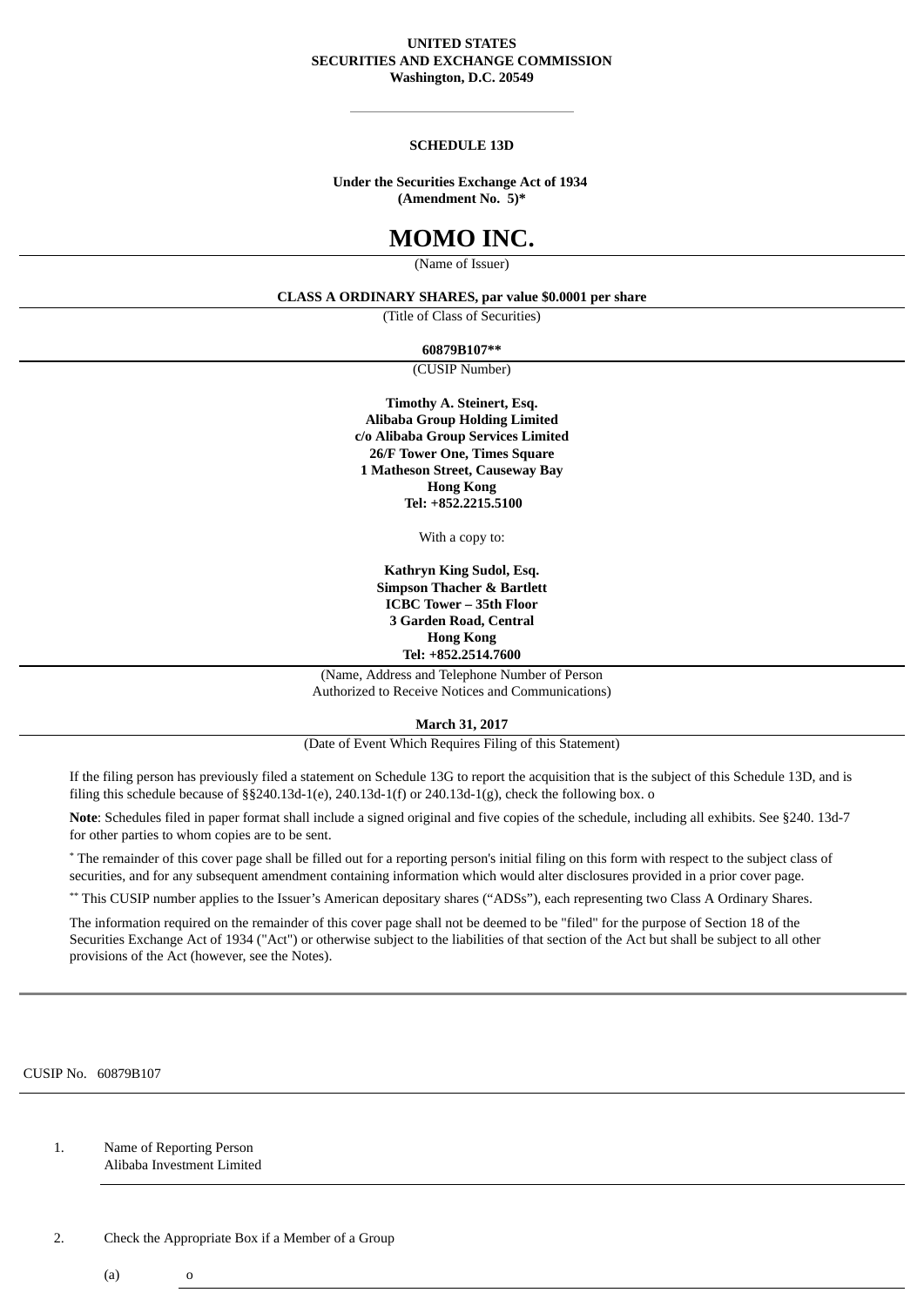**UNITED STATES**
**SECURITIES AND EXCHANGE COMMISSION**
**Washington, D.C. 20549**

---

**SCHEDULE 13D**

**Under the Securities Exchange Act of 1934**
**(Amendment No. 5)***

# MOMO INC.

(Name of Issuer)

**CLASS A ORDINARY SHARES, par value $0.0001 per share**

(Title of Class of Securities)

**60879B107****

(CUSIP Number)

**Timothy A. Steinert, Esq.**
**Alibaba Group Holding Limited**
**c/o Alibaba Group Services Limited**
**26/F Tower One, Times Square**
**1 Matheson Street, Causeway Bay**
**Hong Kong**
**Tel: +852.2215.5100**

With a copy to:

**Kathryn King Sudol, Esq.**
**Simpson Thacher & Bartlett**
**ICBC Tower – 35th Floor**
**3 Garden Road, Central**
**Hong Kong**
**Tel: +852.2514.7600**

(Name, Address and Telephone Number of Person Authorized to Receive Notices and Communications)

**March 31, 2017**

(Date of Event Which Requires Filing of this Statement)

If the filing person has previously filed a statement on Schedule 13G to report the acquisition that is the subject of this Schedule 13D, and is filing this schedule because of §§240.13d-1(e), 240.13d-1(f) or 240.13d-1(g), check the following box. o

**Note**: Schedules filed in paper format shall include a signed original and five copies of the schedule, including all exhibits. See §240. 13d-7 for other parties to whom copies are to be sent.

* The remainder of this cover page shall be filled out for a reporting person's initial filing on this form with respect to the subject class of securities, and for any subsequent amendment containing information which would alter disclosures provided in a prior cover page.

** This CUSIP number applies to the Issuer's American depositary shares ("ADSs"), each representing two Class A Ordinary Shares.

The information required on the remainder of this cover page shall not be deemed to be "filed" for the purpose of Section 18 of the Securities Exchange Act of 1934 ("Act") or otherwise subject to the liabilities of that section of the Act but shall be subject to all other provisions of the Act (however, see the Notes).

---

CUSIP No. 60879B107

| | |
|---|---|
| 1. | Name of Reporting Person<br>Alibaba Investment Limited |
| 2. | Check the Appropriate Box if a Member of a Group<br>(a) o |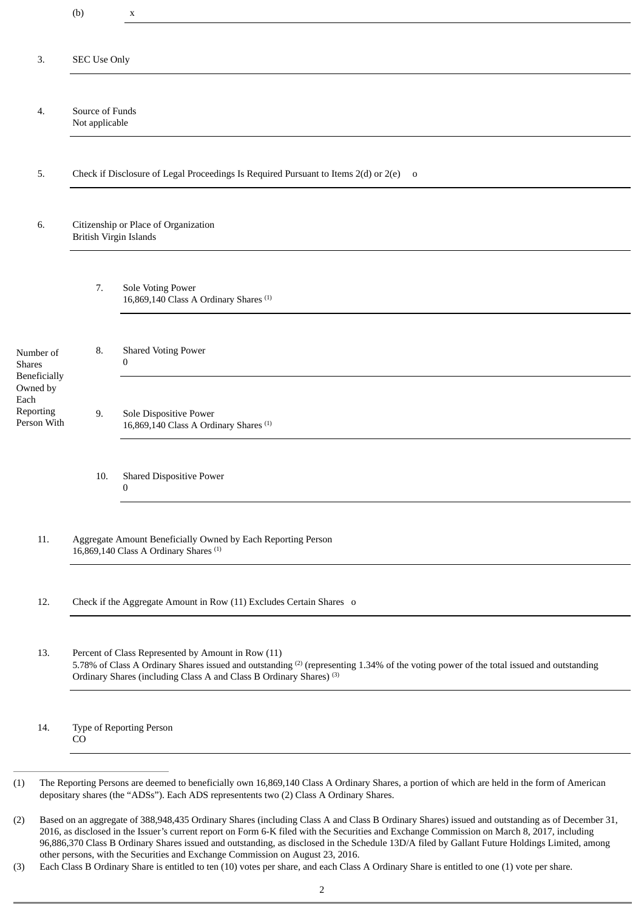| | | |
|---|---|---|
| | (b) | x |
| 3. | SEC Use Only | |
| 4. | Source of Funds<br>Not applicable | |
| 5. | Check if Disclosure of Legal Proceedings Is Required Pursuant to Items 2(d) or 2(e) o | |
| 6. | Citizenship or Place of Organization<br>British Virgin Islands | |
| Number of Shares Beneficially Owned by Each Reporting Person With | 7. | Sole Voting Power<br>16,869,140 Class A Ordinary Shares [(1)] |
| | 8. | Shared Voting Power<br>0 |
| | 9. | Sole Dispositive Power<br>16,869,140 Class A Ordinary Shares [(1)] |
| | 10. | Shared Dispositive Power<br>0 |
| 11. | Aggregate Amount Beneficially Owned by Each Reporting Person<br>16,869,140 Class A Ordinary Shares [(1)] | |
| 12. | Check if the Aggregate Amount in Row (11) Excludes Certain Shares o | |
| 13. | Percent of Class Represented by Amount in Row (11)<br>5.78% of Class A Ordinary Shares issued and outstanding [(2)] (representing 1.34% of the voting power of the total issued and outstanding Ordinary Shares (including Class A and Class B Ordinary Shares) [(3)] | |
| 14. | Type of Reporting Person<br>CO | |

(1) The Reporting Persons are deemed to beneficially own 16,869,140 Class A Ordinary Shares, a portion of which are held in the form of American depositary shares (the "ADSs"). Each ADS representents two (2) Class A Ordinary Shares.

(2) Based on an aggregate of 388,948,435 Ordinary Shares (including Class A and Class B Ordinary Shares) issued and outstanding as of December 31, 2016, as disclosed in the Issuer's current report on Form 6-K filed with the Securities and Exchange Commission on March 8, 2017, including 96,886,370 Class B Ordinary Shares issued and outstanding, as disclosed in the Schedule 13D/A filed by Gallant Future Holdings Limited, among other persons, with the Securities and Exchange Commission on August 23, 2016.

(3) Each Class B Ordinary Share is entitled to ten (10) votes per share, and each Class A Ordinary Share is entitled to one (1) vote per share.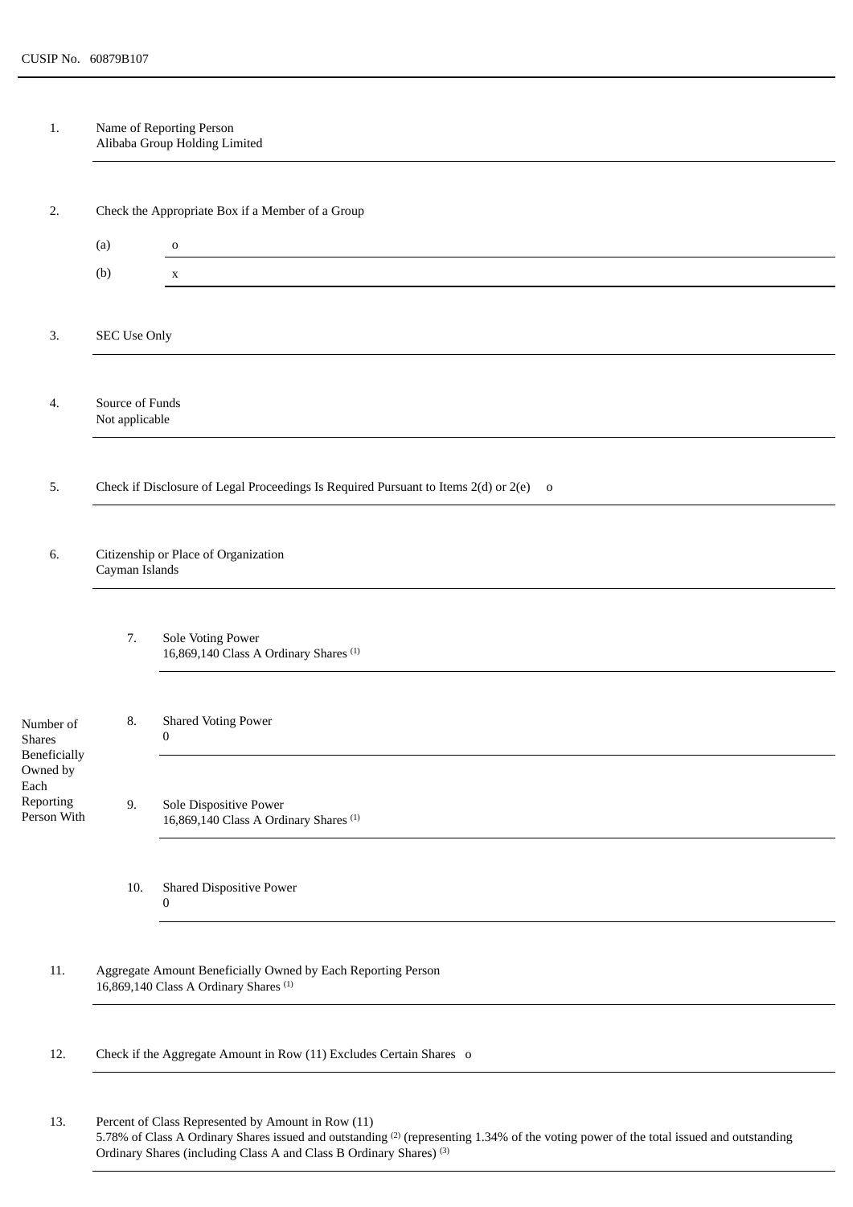CUSIP No. 60879B107

| | | | |
|---|---|---|---|
| 1. | Name of Reporting Person<br>Alibaba Group Holding Limited | | |
| 2. | Check the Appropriate Box if a Member of a Group<br>(a) o<br>(b) x | | |
| 3. | SEC Use Only | | |
| 4. | Source of Funds<br>Not applicable | | |
| 5. | Check if Disclosure of Legal Proceedings Is Required Pursuant to Items 2(d) or 2(e) o | | |
| 6. | Citizenship or Place of Organization<br>Cayman Islands | | |
| Number of Shares Beneficially Owned by Each Reporting Person With | 7. | Sole Voting Power<br>16,869,140 Class A Ordinary Shares [(1)] | |
| | 8. | Shared Voting Power<br>0 | |
| | 9. | Sole Dispositive Power<br>16,869,140 Class A Ordinary Shares [(1)] | |
| | 10. | Shared Dispositive Power<br>0 | |
| 11. | Aggregate Amount Beneficially Owned by Each Reporting Person<br>16,869,140 Class A Ordinary Shares [(1)] | | |
| 12. | Check if the Aggregate Amount in Row (11) Excludes Certain Shares o | | |
| 13. | Percent of Class Represented by Amount in Row (11)<br>5.78% of Class A Ordinary Shares issued and outstanding [(2)] (representing 1.34% of the voting power of the total issued and outstanding Ordinary Shares (including Class A and Class B Ordinary Shares) [(3)] | | |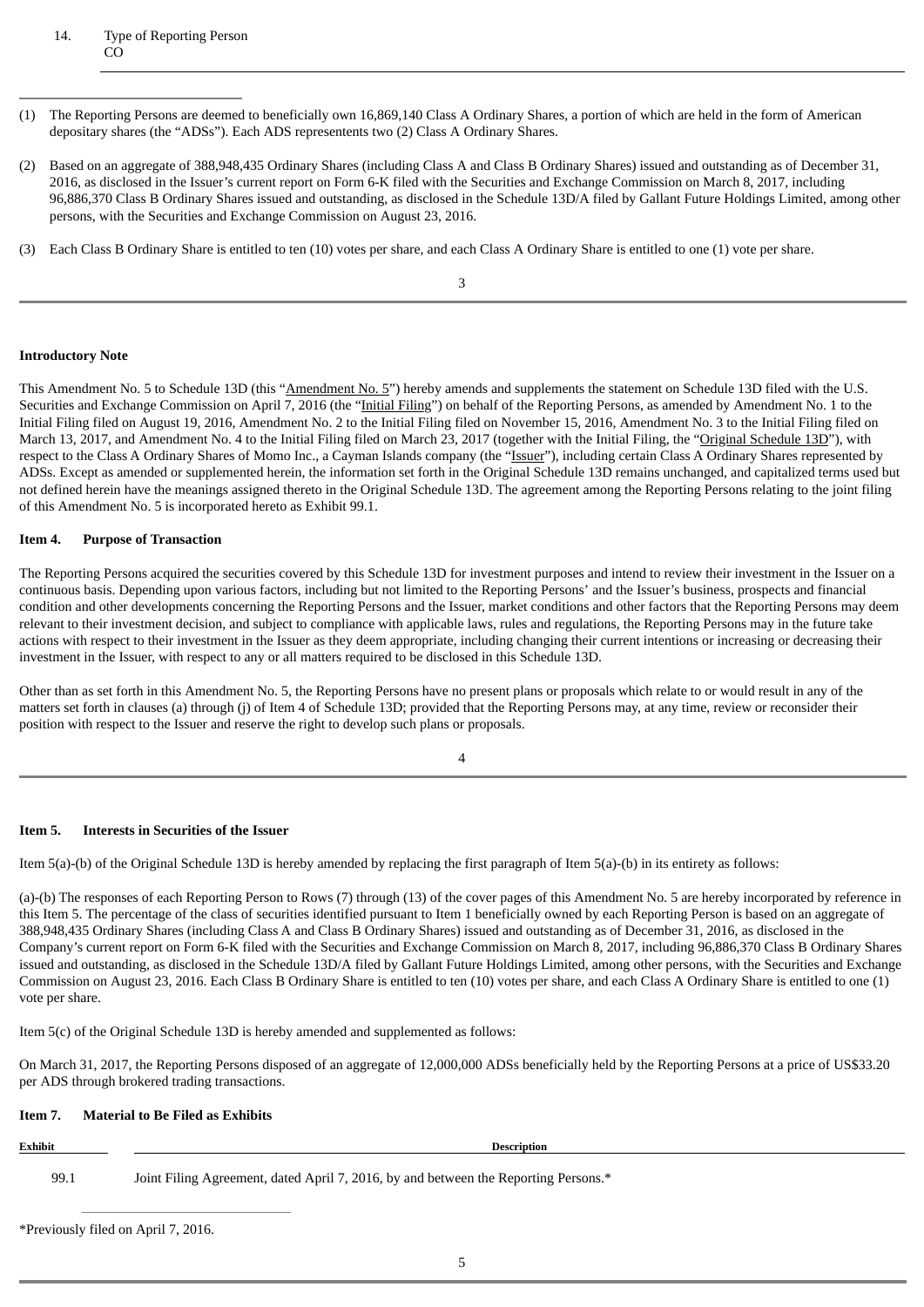| 14. | Type of Reporting Person |
|---|---|
| | CO |

---

(1) The Reporting Persons are deemed to beneficially own 16,869,140 Class A Ordinary Shares, a portion of which are held in the form of American depositary shares (the "ADSs"). Each ADS representents two (2) Class A Ordinary Shares.

(2) Based on an aggregate of 388,948,435 Ordinary Shares (including Class A and Class B Ordinary Shares) issued and outstanding as of December 31, 2016, as disclosed in the Issuer's current report on Form 6-K filed with the Securities and Exchange Commission on March 8, 2017, including 96,886,370 Class B Ordinary Shares issued and outstanding, as disclosed in the Schedule 13D/A filed by Gallant Future Holdings Limited, among other persons, with the Securities and Exchange Commission on August 23, 2016.

(3) Each Class B Ordinary Share is entitled to ten (10) votes per share, and each Class A Ordinary Share is entitled to one (1) vote per share.

**Introductory Note**

This Amendment No. 5 to Schedule 13D (this "Amendment No. 5") hereby amends and supplements the statement on Schedule 13D filed with the U.S. Securities and Exchange Commission on April 7, 2016 (the "Initial Filing") on behalf of the Reporting Persons, as amended by Amendment No. 1 to the Initial Filing filed on August 19, 2016, Amendment No. 2 to the Initial Filing filed on November 15, 2016, Amendment No. 3 to the Initial Filing filed on March 13, 2017, and Amendment No. 4 to the Initial Filing filed on March 23, 2017 (together with the Initial Filing, the "Original Schedule 13D"), with respect to the Class A Ordinary Shares of Momo Inc., a Cayman Islands company (the "Issuer"), including certain Class A Ordinary Shares represented by ADSs. Except as amended or supplemented herein, the information set forth in the Original Schedule 13D remains unchanged, and capitalized terms used but not defined herein have the meanings assigned thereto in the Original Schedule 13D. The agreement among the Reporting Persons relating to the joint filing of this Amendment No. 5 is incorporated hereto as Exhibit 99.1.

**Item 4. Purpose of Transaction**

The Reporting Persons acquired the securities covered by this Schedule 13D for investment purposes and intend to review their investment in the Issuer on a continuous basis. Depending upon various factors, including but not limited to the Reporting Persons' and the Issuer's business, prospects and financial condition and other developments concerning the Reporting Persons and the Issuer, market conditions and other factors that the Reporting Persons may deem relevant to their investment decision, and subject to compliance with applicable laws, rules and regulations, the Reporting Persons may in the future take actions with respect to their investment in the Issuer as they deem appropriate, including changing their current intentions or increasing or decreasing their investment in the Issuer, with respect to any or all matters required to be disclosed in this Schedule 13D.

Other than as set forth in this Amendment No. 5, the Reporting Persons have no present plans or proposals which relate to or would result in any of the matters set forth in clauses (a) through (j) of Item 4 of Schedule 13D; provided that the Reporting Persons may, at any time, review or reconsider their position with respect to the Issuer and reserve the right to develop such plans or proposals.

**Item 5. Interests in Securities of the Issuer**

Item 5(a)-(b) of the Original Schedule 13D is hereby amended by replacing the first paragraph of Item 5(a)-(b) in its entirety as follows:

(a)-(b) The responses of each Reporting Person to Rows (7) through (13) of the cover pages of this Amendment No. 5 are hereby incorporated by reference in this Item 5. The percentage of the class of securities identified pursuant to Item 1 beneficially owned by each Reporting Person is based on an aggregate of 388,948,435 Ordinary Shares (including Class A and Class B Ordinary Shares) issued and outstanding as of December 31, 2016, as disclosed in the Company's current report on Form 6-K filed with the Securities and Exchange Commission on March 8, 2017, including 96,886,370 Class B Ordinary Shares issued and outstanding, as disclosed in the Schedule 13D/A filed by Gallant Future Holdings Limited, among other persons, with the Securities and Exchange Commission on August 23, 2016. Each Class B Ordinary Share is entitled to ten (10) votes per share, and each Class A Ordinary Share is entitled to one (1) vote per share.

Item 5(c) of the Original Schedule 13D is hereby amended and supplemented as follows:

On March 31, 2017, the Reporting Persons disposed of an aggregate of 12,000,000 ADSs beneficially held by the Reporting Persons at a price of US$33.20 per ADS through brokered trading transactions.

**Item 7. Material to Be Filed as Exhibits**

| Exhibit | Description |
|---|---|
| 99.1 | Joint Filing Agreement, dated April 7, 2016, by and between the Reporting Persons.* |

*Previously filed on April 7, 2016.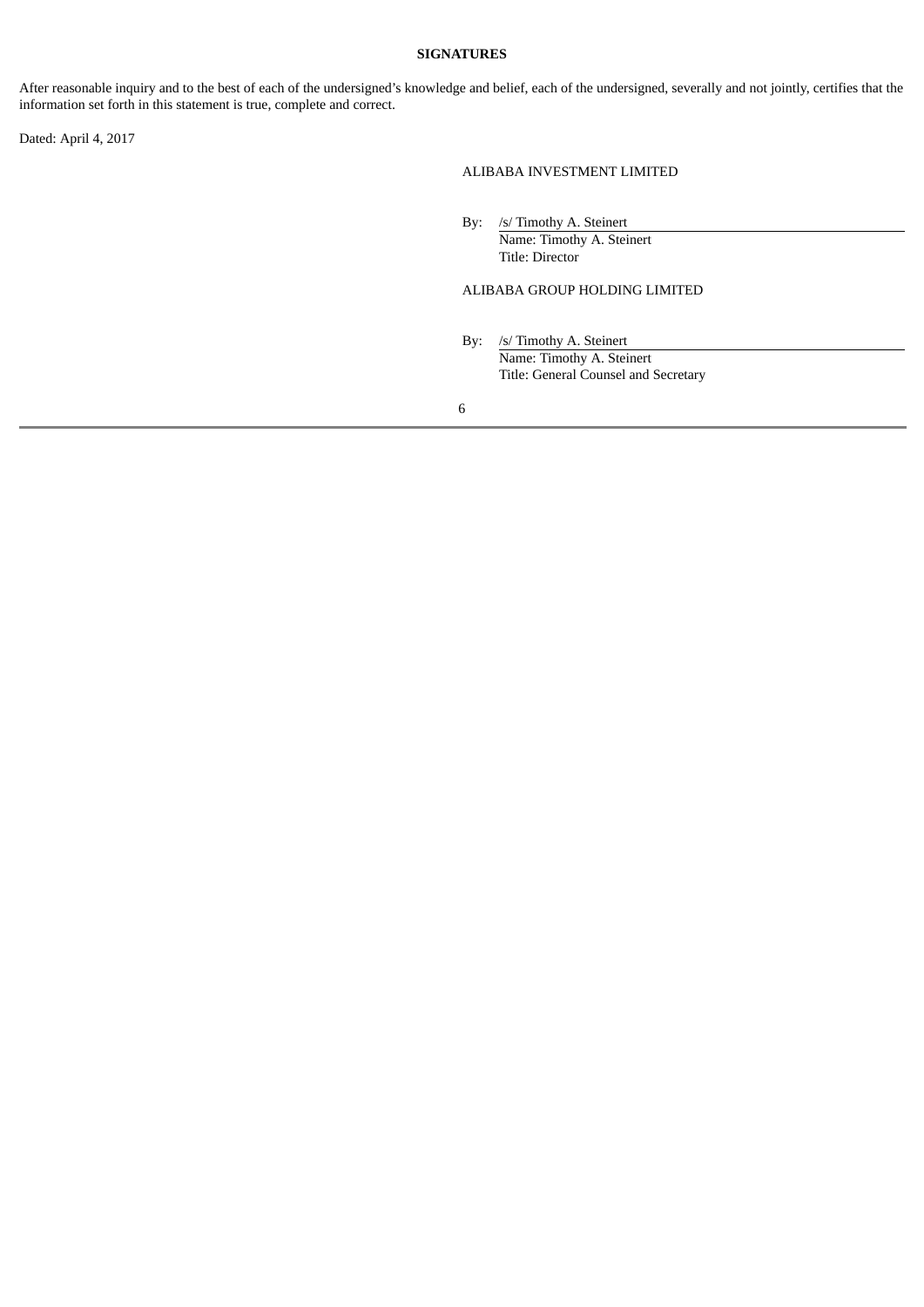**SIGNATURES**

After reasonable inquiry and to the best of each of the undersigned's knowledge and belief, each of the undersigned, severally and not jointly, certifies that the information set forth in this statement is true, complete and correct.

Dated: April 4, 2017

ALIBABA INVESTMENT LIMITED

By: /s/ Timothy A. Steinert
Name: Timothy A. Steinert
Title: Director

ALIBABA GROUP HOLDING LIMITED

By: /s/ Timothy A. Steinert
Name: Timothy A. Steinert
Title: General Counsel and Secretary